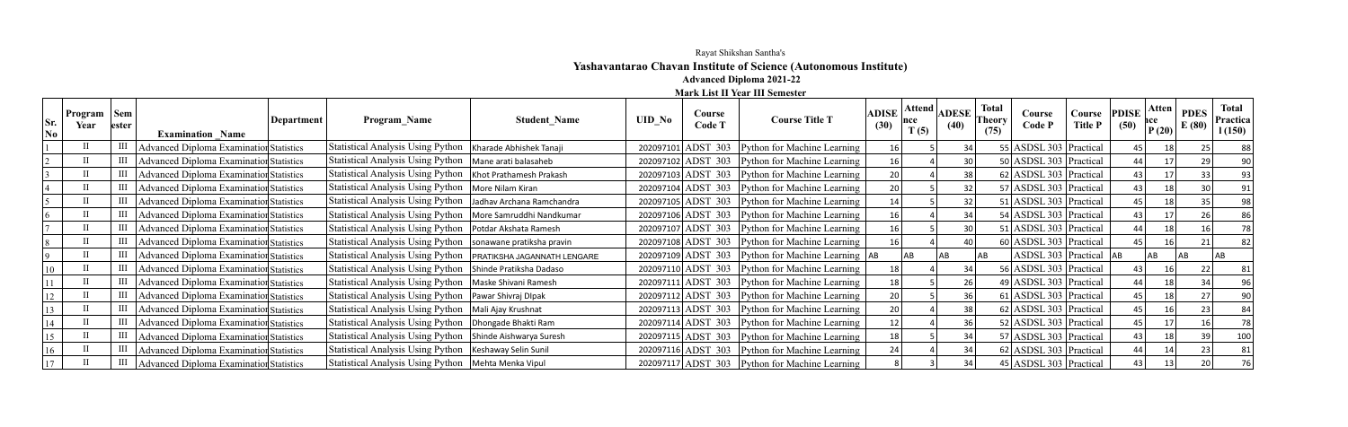Rayat Shikshan Santha's

**Yashavantarao Chavan Institute of Science (Autonomous Institute)**

**Advanced Diploma 2021-22**

**Mark List II Year III Semester**

| Sr. No | Program Year | Sem ester | Examination_Name | Department | Program_Name | Student_Name | UID_No | Course Code T | Course Title T | ADISE (30) | Attend nce T (5) | ADESE (40) | Total Theory (75) | Course Code P | Course Title P | PDISE (50) | Atten nce P (20) | PDES E (80) | Total Practical (150) |
|---|---|---|---|---|---|---|---|---|---|---|---|---|---|---|---|---|---|---|---|
| 1 | II | III | Advanced Diploma Examination | Statistics | Statistical Analysis Using Python | Kharade Abhishek Tanaji | 202097101 | ADST 303 | Python for Machine Learning | 16 | 5 | 34 | 55 | ASDSL 303 | Practical | 45 | 18 | 25 | 88 |
| 2 | II | III | Advanced Diploma Examination | Statistics | Statistical Analysis Using Python | Mane arati balasaheb | 202097102 | ADST 303 | Python for Machine Learning | 16 | 4 | 30 | 50 | ASDSL 303 | Practical | 44 | 17 | 29 | 90 |
| 3 | II | III | Advanced Diploma Examination | Statistics | Statistical Analysis Using Python | Khot Prathamesh Prakash | 202097103 | ADST 303 | Python for Machine Learning | 20 | 4 | 38 | 62 | ASDSL 303 | Practical | 43 | 17 | 33 | 93 |
| 4 | II | III | Advanced Diploma Examination | Statistics | Statistical Analysis Using Python | More Nilam Kiran | 202097104 | ADST 303 | Python for Machine Learning | 20 | 5 | 32 | 57 | ASDSL 303 | Practical | 43 | 18 | 30 | 91 |
| 5 | II | III | Advanced Diploma Examination | Statistics | Statistical Analysis Using Python | Jadhav Archana Ramchandra | 202097105 | ADST 303 | Python for Machine Learning | 14 | 5 | 32 | 51 | ASDSL 303 | Practical | 45 | 18 | 35 | 98 |
| 6 | II | III | Advanced Diploma Examination | Statistics | Statistical Analysis Using Python | More Samruddhi Nandkumar | 202097106 | ADST 303 | Python for Machine Learning | 16 | 4 | 34 | 54 | ASDSL 303 | Practical | 43 | 17 | 26 | 86 |
| 7 | II | III | Advanced Diploma Examination | Statistics | Statistical Analysis Using Python | Potdar Akshata Ramesh | 202097107 | ADST 303 | Python for Machine Learning | 16 | 5 | 30 | 51 | ASDSL 303 | Practical | 44 | 18 | 16 | 78 |
| 8 | II | III | Advanced Diploma Examination | Statistics | Statistical Analysis Using Python | sonawane pratiksha pravin | 202097108 | ADST 303 | Python for Machine Learning | 16 | 4 | 40 | 60 | ASDSL 303 | Practical | 45 | 16 | 21 | 82 |
| 9 | II | III | Advanced Diploma Examination | Statistics | Statistical Analysis Using Python | PRATIKSHA JAGANNATH LENGARE | 202097109 | ADST 303 | Python for Machine Learning | AB | AB | AB | AB | ASDSL 303 | Practical | AB | AB | AB | AB |
| 10 | II | III | Advanced Diploma Examination | Statistics | Statistical Analysis Using Python | Shinde Pratiksha Dadaso | 202097110 | ADST 303 | Python for Machine Learning | 18 | 4 | 34 | 56 | ASDSL 303 | Practical | 43 | 16 | 22 | 81 |
| 11 | II | III | Advanced Diploma Examination | Statistics | Statistical Analysis Using Python | Maske Shivani Ramesh | 202097111 | ADST 303 | Python for Machine Learning | 18 | 5 | 26 | 49 | ASDSL 303 | Practical | 44 | 18 | 34 | 96 |
| 12 | II | III | Advanced Diploma Examination | Statistics | Statistical Analysis Using Python | Pawar Shivraj DIpak | 202097112 | ADST 303 | Python for Machine Learning | 20 | 5 | 36 | 61 | ASDSL 303 | Practical | 45 | 18 | 27 | 90 |
| 13 | II | III | Advanced Diploma Examination | Statistics | Statistical Analysis Using Python | Mali Ajay Krushnat | 202097113 | ADST 303 | Python for Machine Learning | 20 | 4 | 38 | 62 | ASDSL 303 | Practical | 45 | 16 | 23 | 84 |
| 14 | II | III | Advanced Diploma Examination | Statistics | Statistical Analysis Using Python | Dhongade Bhakti Ram | 202097114 | ADST 303 | Python for Machine Learning | 12 | 4 | 36 | 52 | ASDSL 303 | Practical | 45 | 17 | 16 | 78 |
| 15 | II | III | Advanced Diploma Examination | Statistics | Statistical Analysis Using Python | Shinde Aishwarya Suresh | 202097115 | ADST 303 | Python for Machine Learning | 18 | 5 | 34 | 57 | ASDSL 303 | Practical | 43 | 18 | 39 | 100 |
| 16 | II | III | Advanced Diploma Examination | Statistics | Statistical Analysis Using Python | Keshaway Selin Sunil | 202097116 | ADST 303 | Python for Machine Learning | 24 | 4 | 34 | 62 | ASDSL 303 | Practical | 44 | 14 | 23 | 81 |
| 17 | II | III | Advanced Diploma Examination | Statistics | Statistical Analysis Using Python | Mehta Menka Vipul | 202097117 | ADST 303 | Python for Machine Learning | 8 | 3 | 34 | 45 | ASDSL 303 | Practical | 43 | 13 | 20 | 76 |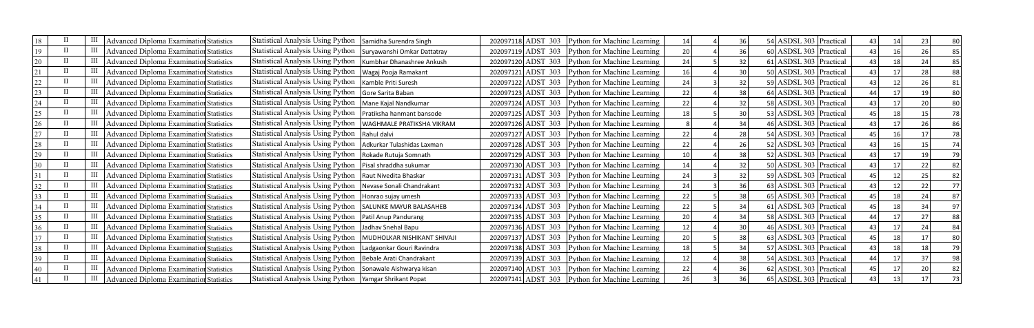| | | | | | | | | | | | | | | | | | |
|---|---|---|---|---|---|---|---|---|---|---|---|---|---|---|---|---|---|
| 18 | II | III | Advanced Diploma Examination | Statistics | Statistical Analysis Using Python | Samidha Surendra Singh | 202097118 | ADST 303 | Python for Machine Learning | 14 | 4 | 36 | 54 | ASDSL 303 | Practical | 43 | 14 | 23 | 80 |
| 19 | II | III | Advanced Diploma Examination | Statistics | Statistical Analysis Using Python | Suryawanshi Omkar Dattatray | 202097119 | ADST 303 | Python for Machine Learning | 20 | 4 | 36 | 60 | ASDSL 303 | Practical | 43 | 16 | 26 | 85 |
| 20 | II | III | Advanced Diploma Examination | Statistics | Statistical Analysis Using Python | Kumbhar Dhanashree Ankush | 202097120 | ADST 303 | Python for Machine Learning | 24 | 5 | 32 | 61 | ASDSL 303 | Practical | 43 | 18 | 24 | 85 |
| 21 | II | III | Advanced Diploma Examination | Statistics | Statistical Analysis Using Python | Wagaj Pooja Ramakant | 202097121 | ADST 303 | Python for Machine Learning | 16 | 4 | 30 | 50 | ASDSL 303 | Practical | 43 | 17 | 28 | 88 |
| 22 | II | III | Advanced Diploma Examination | Statistics | Statistical Analysis Using Python | Kamble Priti Suresh | 202097122 | ADST 303 | Python for Machine Learning | 24 | 3 | 32 | 59 | ASDSL 303 | Practical | 43 | 12 | 26 | 81 |
| 23 | II | III | Advanced Diploma Examination | Statistics | Statistical Analysis Using Python | Gore Sarita Baban | 202097123 | ADST 303 | Python for Machine Learning | 22 | 4 | 38 | 64 | ASDSL 303 | Practical | 44 | 17 | 19 | 80 |
| 24 | II | III | Advanced Diploma Examination | Statistics | Statistical Analysis Using Python | Mane Kajal Nandkumar | 202097124 | ADST 303 | Python for Machine Learning | 22 | 4 | 32 | 58 | ASDSL 303 | Practical | 43 | 17 | 20 | 80 |
| 25 | II | III | Advanced Diploma Examination | Statistics | Statistical Analysis Using Python | Pratiksha hanmant bansode | 202097125 | ADST 303 | Python for Machine Learning | 18 | 5 | 30 | 53 | ASDSL 303 | Practical | 45 | 18 | 15 | 78 |
| 26 | II | III | Advanced Diploma Examination | Statistics | Statistical Analysis Using Python | WAGHMALE PRATIKSHA VIKRAM | 202097126 | ADST 303 | Python for Machine Learning | 8 | 4 | 34 | 46 | ASDSL 303 | Practical | 43 | 17 | 26 | 86 |
| 27 | II | III | Advanced Diploma Examination | Statistics | Statistical Analysis Using Python | Rahul dalvi | 202097127 | ADST 303 | Python for Machine Learning | 22 | 4 | 28 | 54 | ASDSL 303 | Practical | 45 | 16 | 17 | 78 |
| 28 | II | III | Advanced Diploma Examination | Statistics | Statistical Analysis Using Python | Adkurkar Tulashidas Laxman | 202097128 | ADST 303 | Python for Machine Learning | 22 | 4 | 26 | 52 | ASDSL 303 | Practical | 43 | 16 | 15 | 74 |
| 29 | II | III | Advanced Diploma Examination | Statistics | Statistical Analysis Using Python | Rokade Rutuja Somnath | 202097129 | ADST 303 | Python for Machine Learning | 10 | 4 | 38 | 52 | ASDSL 303 | Practical | 43 | 17 | 19 | 79 |
| 30 | II | III | Advanced Diploma Examination | Statistics | Statistical Analysis Using Python | Pisal shraddha sukumar | 202097130 | ADST 303 | Python for Machine Learning | 14 | 4 | 32 | 50 | ASDSL 303 | Practical | 43 | 17 | 22 | 82 |
| 31 | II | III | Advanced Diploma Examination | Statistics | Statistical Analysis Using Python | Raut Nivedita Bhaskar | 202097131 | ADST 303 | Python for Machine Learning | 24 | 3 | 32 | 59 | ASDSL 303 | Practical | 45 | 12 | 25 | 82 |
| 32 | II | III | Advanced Diploma Examination | Statistics | Statistical Analysis Using Python | Nevase Sonali Chandrakant | 202097132 | ADST 303 | Python for Machine Learning | 24 | 3 | 36 | 63 | ASDSL 303 | Practical | 43 | 12 | 22 | 77 |
| 33 | II | III | Advanced Diploma Examination | Statistics | Statistical Analysis Using Python | Honrao sujay umesh | 202097133 | ADST 303 | Python for Machine Learning | 22 | 5 | 38 | 65 | ASDSL 303 | Practical | 45 | 18 | 24 | 87 |
| 34 | II | III | Advanced Diploma Examination | Statistics | Statistical Analysis Using Python | SALUNKE MAYUR BALASAHEB | 202097134 | ADST 303 | Python for Machine Learning | 22 | 5 | 34 | 61 | ASDSL 303 | Practical | 45 | 18 | 34 | 97 |
| 35 | II | III | Advanced Diploma Examination | Statistics | Statistical Analysis Using Python | Patil Anup Pandurang | 202097135 | ADST 303 | Python for Machine Learning | 20 | 4 | 34 | 58 | ASDSL 303 | Practical | 44 | 17 | 27 | 88 |
| 36 | II | III | Advanced Diploma Examination | Statistics | Statistical Analysis Using Python | Jadhav Snehal Bapu | 202097136 | ADST 303 | Python for Machine Learning | 12 | 4 | 30 | 46 | ASDSL 303 | Practical | 43 | 17 | 24 | 84 |
| 37 | II | III | Advanced Diploma Examination | Statistics | Statistical Analysis Using Python | MUDHOLKAR NISHIKANT SHIVAJI | 202097137 | ADST 303 | Python for Machine Learning | 20 | 5 | 38 | 63 | ASDSL 303 | Practical | 45 | 18 | 17 | 80 |
| 38 | II | III | Advanced Diploma Examination | Statistics | Statistical Analysis Using Python | Ladgaonkar Gouri Ravindra | 202097138 | ADST 303 | Python for Machine Learning | 18 | 5 | 34 | 57 | ASDSL 303 | Practical | 43 | 18 | 18 | 79 |
| 39 | II | III | Advanced Diploma Examination | Statistics | Statistical Analysis Using Python | Bebale Arati Chandrakant | 202097139 | ADST 303 | Python for Machine Learning | 12 | 4 | 38 | 54 | ASDSL 303 | Practical | 44 | 17 | 37 | 98 |
| 40 | II | III | Advanced Diploma Examination | Statistics | Statistical Analysis Using Python | Sonawale Aishwarya kisan | 202097140 | ADST 303 | Python for Machine Learning | 22 | 4 | 36 | 62 | ASDSL 303 | Practical | 45 | 17 | 20 | 82 |
| 41 | II | III | Advanced Diploma Examination | Statistics | Statistical Analysis Using Python | Yamgar Shrikant Popat | 202097141 | ADST 303 | Python for Machine Learning | 26 | 3 | 36 | 65 | ASDSL 303 | Practical | 43 | 13 | 17 | 73 |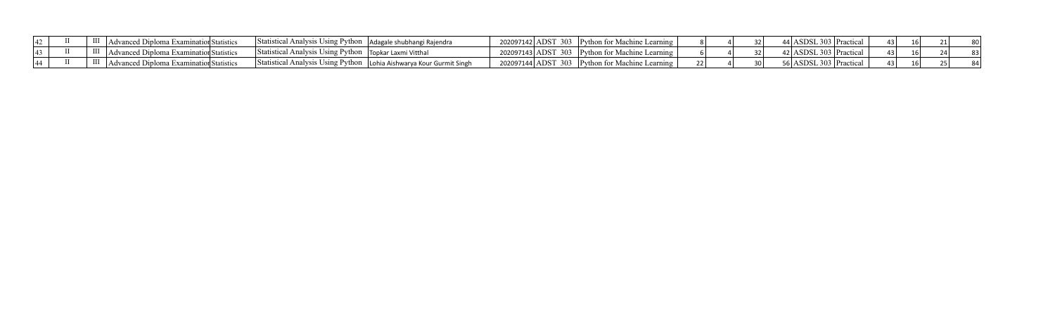| | | | | | | | | | | | | | | | | | | | |
|---|---|---|---|---|---|---|---|---|---|---|---|---|---|---|---|---|---|---|---|
| 42 | II | III | Advanced Diploma Examination | Statistics | Statistical Analysis Using Python | Adagale shubhangi Rajendra | 202097142 | ADST 303 | Python for Machine Learning | 8 | 4 | 32 | 44 | ASDSL 303 | Practical | 43 | 16 | 21 | 80 |
| 43 | II | III | Advanced Diploma Examination | Statistics | Statistical Analysis Using Python | Topkar Laxmi Vitthal | 202097143 | ADST 303 | Python for Machine Learning | 6 | 4 | 32 | 42 | ASDSL 303 | Practical | 43 | 16 | 24 | 83 |
| 44 | II | III | Advanced Diploma Examination | Statistics | Statistical Analysis Using Python | Lohia Aishwarya Kour Gurmit Singh | 202097144 | ADST 303 | Python for Machine Learning | 22 | 4 | 30 | 56 | ASDSL 303 | Practical | 43 | 16 | 25 | 84 |